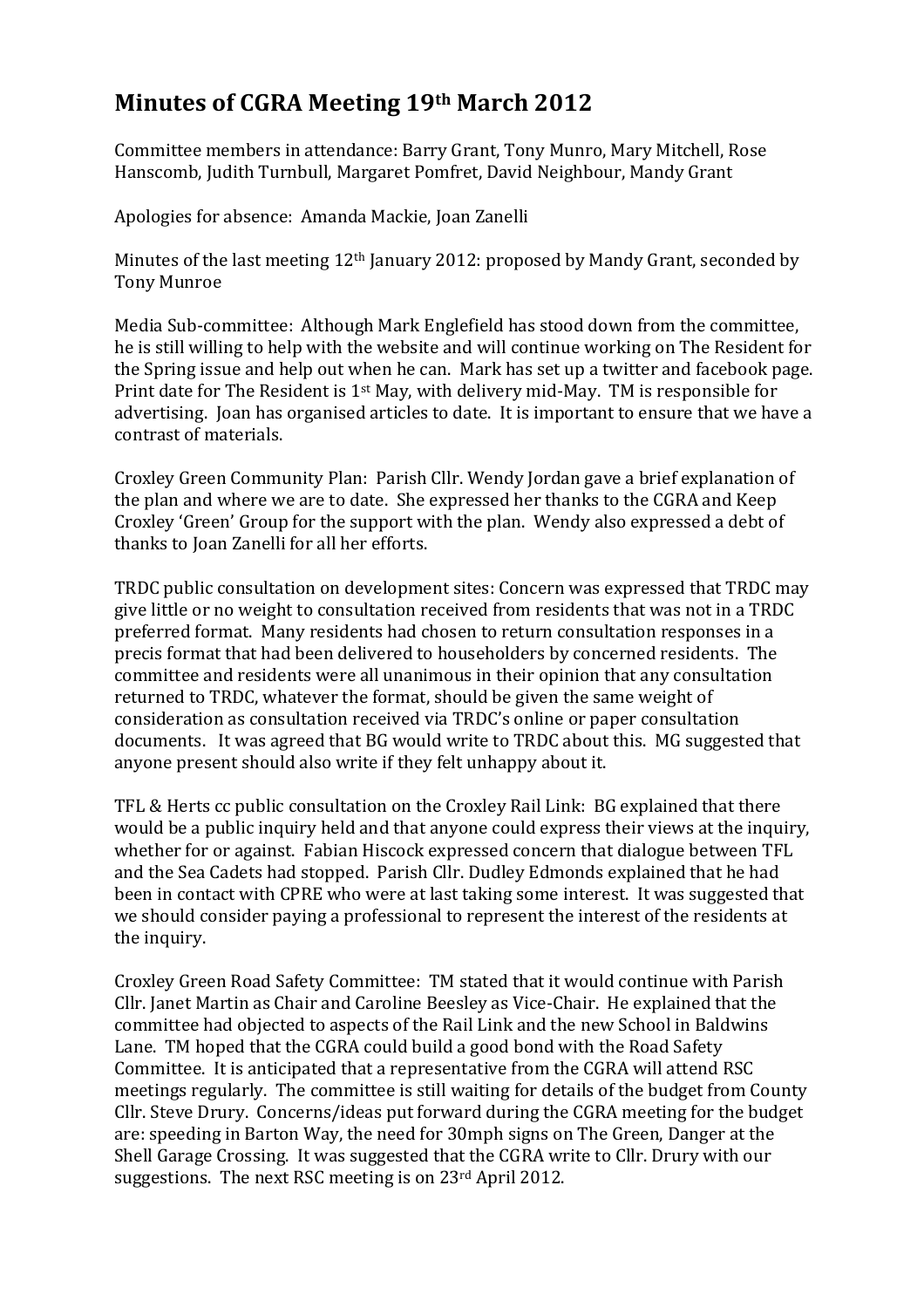# Minutes of CGRA Meeting 19th March 2012

Committee members in attendance: Barry Grant, Tony Munro, Mary Mitchell, Rose Hanscomb, Judith Turnbull, Margaret Pomfret, David Neighbour, Mandy Grant

Apologies for absence: Amanda Mackie, Joan Zanelli

Minutes of the last meeting 12th January 2012: proposed by Mandy Grant, seconded by Tony Munroe

Media Sub-committee: Although Mark Englefield has stood down from the committee, he is still willing to help with the website and will continue working on The Resident for the Spring issue and help out when he can. Mark has set up a twitter and facebook page. Print date for The Resident is 1st May, with delivery mid-May. TM is responsible for advertising. Joan has organised articles to date. It is important to ensure that we have a contrast of materials.

Croxley Green Community Plan: Parish Cllr. Wendy Jordan gave a brief explanation of the plan and where we are to date. She expressed her thanks to the CGRA and Keep Croxley 'Green' Group for the support with the plan. Wendy also expressed a debt of thanks to Joan Zanelli for all her efforts.

TRDC public consultation on development sites: Concern was expressed that TRDC may give little or no weight to consultation received from residents that was not in a TRDC preferred format. Many residents had chosen to return consultation responses in a precis format that had been delivered to householders by concerned residents. The committee and residents were all unanimous in their opinion that any consultation returned to TRDC, whatever the format, should be given the same weight of consideration as consultation received via TRDC's online or paper consultation documents. It was agreed that BG would write to TRDC about this. MG suggested that anyone present should also write if they felt unhappy about it.

TFL & Herts cc public consultation on the Croxley Rail Link: BG explained that there would be a public inquiry held and that anyone could express their views at the inquiry, whether for or against. Fabian Hiscock expressed concern that dialogue between TFL and the Sea Cadets had stopped. Parish Cllr. Dudley Edmonds explained that he had been in contact with CPRE who were at last taking some interest. It was suggested that we should consider paying a professional to represent the interest of the residents at the inquiry.

Croxley Green Road Safety Committee: TM stated that it would continue with Parish Cllr. Janet Martin as Chair and Caroline Beesley as Vice-Chair. He explained that the committee had objected to aspects of the Rail Link and the new School in Baldwins Lane. TM hoped that the CGRA could build a good bond with the Road Safety Committee. It is anticipated that a representative from the CGRA will attend RSC meetings regularly. The committee is still waiting for details of the budget from County Cllr. Steve Drury. Concerns/ideas put forward during the CGRA meeting for the budget are: speeding in Barton Way, the need for 30mph signs on The Green, Danger at the Shell Garage Crossing. It was suggested that the CGRA write to Cllr. Drury with our suggestions. The next RSC meeting is on 23rd April 2012.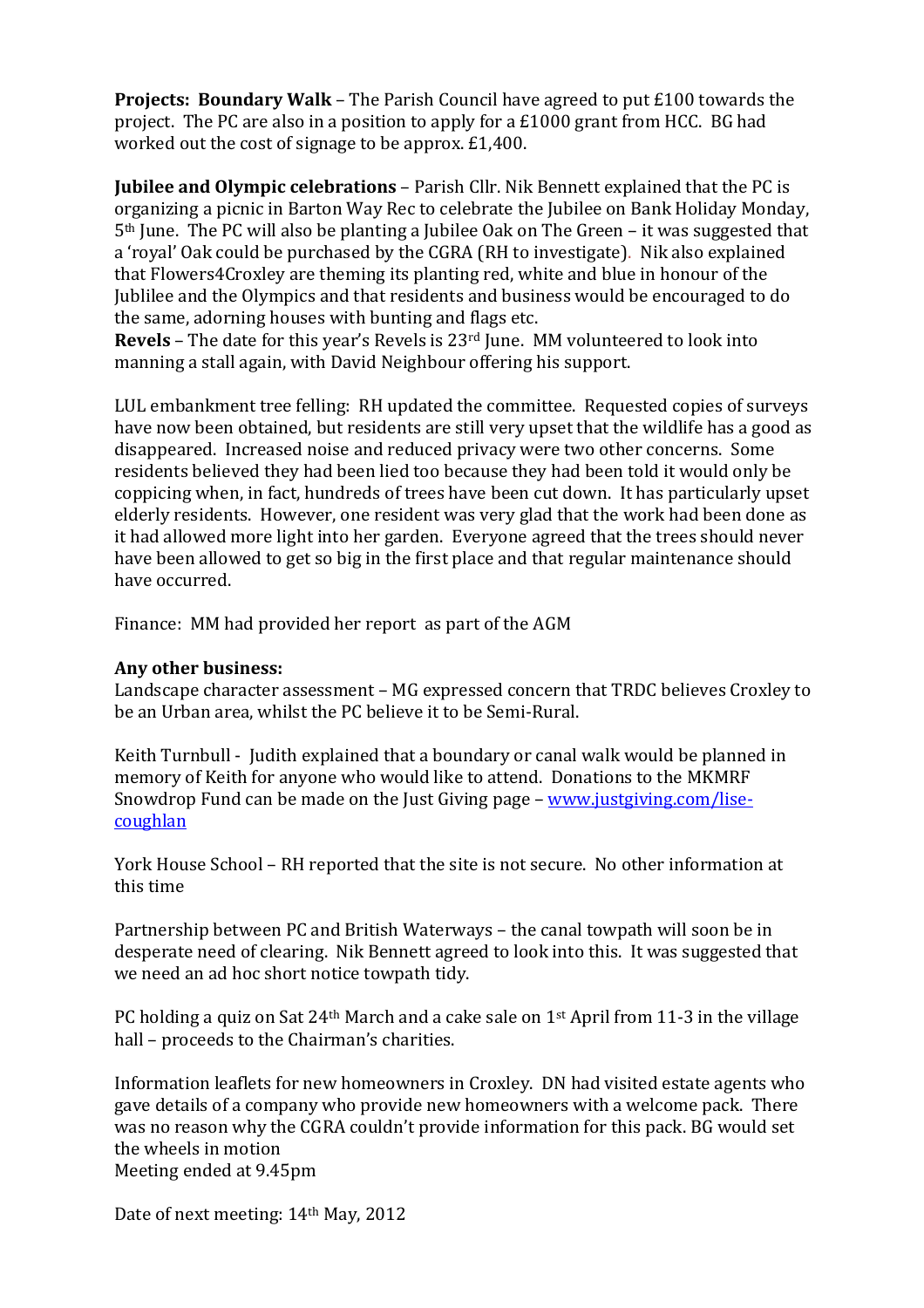**Projects: Boundary Walk** – The Parish Council have agreed to put £100 towards the project. The PC are also in a position to apply for a £1000 grant from HCC. BG had worked out the cost of signage to be approx. £1,400.

**Jubilee and Olympic celebrations** – Parish Cllr. Nik Bennett explained that the PC is organizing a picnic in Barton Way Rec to celebrate the Jubilee on Bank Holiday Monday, 5th June. The PC will also be planting a Jubilee Oak on The Green – it was suggested that a 'royal' Oak could be purchased by the CGRA (RH to investigate). Nik also explained that Flowers4Croxley are theming its planting red, white and blue in honour of the Jublilee and the Olympics and that residents and business would be encouraged to do the same, adorning houses with bunting and flags etc.

**Revels** – The date for this year's Revels is 23rd June. MM volunteered to look into manning a stall again, with David Neighbour offering his support.

LUL embankment tree felling: RH updated the committee. Requested copies of surveys have now been obtained, but residents are still very upset that the wildlife has a good as disappeared. Increased noise and reduced privacy were two other concerns. Some residents believed they had been lied too because they had been told it would only be coppicing when, in fact, hundreds of trees have been cut down. It has particularly upset elderly residents. However, one resident was very glad that the work had been done as it had allowed more light into her garden. Everyone agreed that the trees should never have been allowed to get so big in the first place and that regular maintenance should have occurred.

Finance: MM had provided her report as part of the AGM

**Any other business:**

Landscape character assessment – MG expressed concern that TRDC believes Croxley to be an Urban area, whilst the PC believe it to be Semi-Rural.

Keith Turnbull - Judith explained that a boundary or canal walk would be planned in memory of Keith for anyone who would like to attend. Donations to the MKMRF Snowdrop Fund can be made on the Just Giving page – www.justgiving.com/lise-coughlan

York House School – RH reported that the site is not secure. No other information at this time

Partnership between PC and British Waterways – the canal towpath will soon be in desperate need of clearing. Nik Bennett agreed to look into this. It was suggested that we need an ad hoc short notice towpath tidy.

PC holding a quiz on Sat 24th March and a cake sale on 1st April from 11-3 in the village hall – proceeds to the Chairman's charities.

Information leaflets for new homeowners in Croxley. DN had visited estate agents who gave details of a company who provide new homeowners with a welcome pack. There was no reason why the CGRA couldn't provide information for this pack. BG would set the wheels in motion

Meeting ended at 9.45pm

Date of next meeting: 14th May, 2012